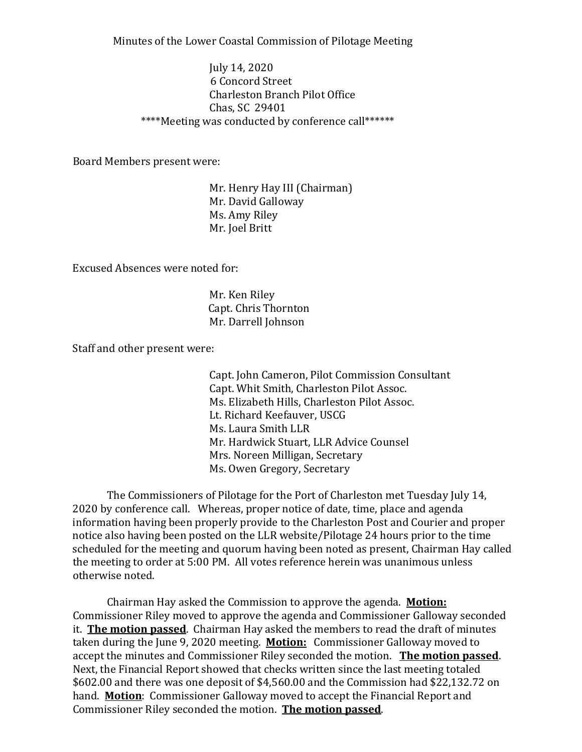Minutes of the Lower Coastal Commission of Pilotage Meeting

July 14, 2020
6 Concord Street
Charleston Branch Pilot Office
Chas, SC 29401
****Meeting was conducted by conference call******

Board Members present were:

Mr. Henry Hay III (Chairman)
Mr. David Galloway
Ms. Amy Riley
Mr. Joel Britt

Excused Absences were noted for:

Mr. Ken Riley
Capt. Chris Thornton
Mr. Darrell Johnson

Staff and other present were:

Capt. John Cameron, Pilot Commission Consultant
Capt. Whit Smith, Charleston Pilot Assoc.
Ms. Elizabeth Hills, Charleston Pilot Assoc.
Lt. Richard Keefauver, USCG
Ms. Laura Smith LLR
Mr. Hardwick Stuart, LLR Advice Counsel
Mrs. Noreen Milligan, Secretary
Ms. Owen Gregory, Secretary

The Commissioners of Pilotage for the Port of Charleston met Tuesday July 14, 2020 by conference call. Whereas, proper notice of date, time, place and agenda information having been properly provide to the Charleston Post and Courier and proper notice also having been posted on the LLR website/Pilotage 24 hours prior to the time scheduled for the meeting and quorum having been noted as present, Chairman Hay called the meeting to order at 5:00 PM. All votes reference herein was unanimous unless otherwise noted.

Chairman Hay asked the Commission to approve the agenda. **Motion:** Commissioner Riley moved to approve the agenda and Commissioner Galloway seconded it. **The motion passed**. Chairman Hay asked the members to read the draft of minutes taken during the June 9, 2020 meeting. **Motion:** Commissioner Galloway moved to accept the minutes and Commissioner Riley seconded the motion. **The motion passed**. Next, the Financial Report showed that checks written since the last meeting totaled $602.00 and there was one deposit of $4,560.00 and the Commission had $22,132.72 on hand. **Motion**: Commissioner Galloway moved to accept the Financial Report and Commissioner Riley seconded the motion. **The motion passed**.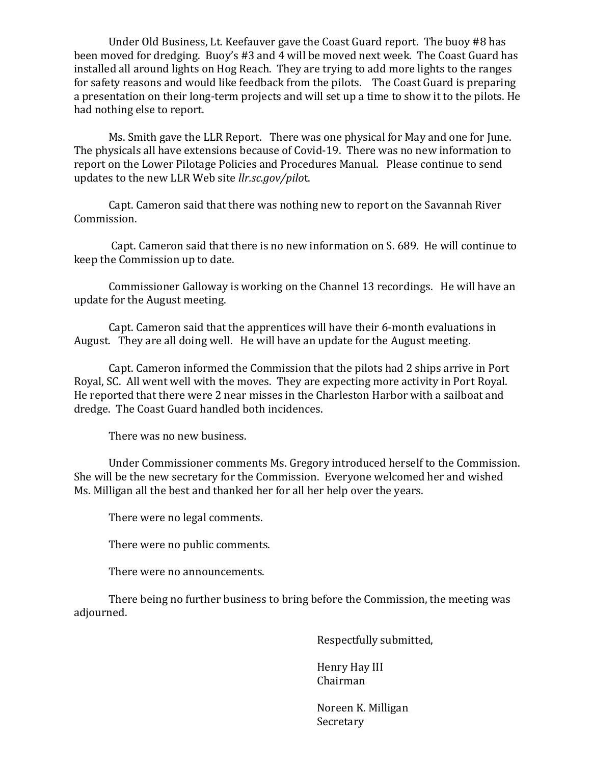Under Old Business, Lt. Keefauver gave the Coast Guard report. The buoy #8 has been moved for dredging. Buoy's #3 and 4 will be moved next week. The Coast Guard has installed all around lights on Hog Reach. They are trying to add more lights to the ranges for safety reasons and would like feedback from the pilots. The Coast Guard is preparing a presentation on their long-term projects and will set up a time to show it to the pilots. He had nothing else to report.

Ms. Smith gave the LLR Report. There was one physical for May and one for June. The physicals all have extensions because of Covid-19. There was no new information to report on the Lower Pilotage Policies and Procedures Manual. Please continue to send updates to the new LLR Web site *llr.sc.gov/pilo*t.

Capt. Cameron said that there was nothing new to report on the Savannah River Commission.

Capt. Cameron said that there is no new information on S. 689. He will continue to keep the Commission up to date.

Commissioner Galloway is working on the Channel 13 recordings. He will have an update for the August meeting.

Capt. Cameron said that the apprentices will have their 6-month evaluations in August. They are all doing well. He will have an update for the August meeting.

Capt. Cameron informed the Commission that the pilots had 2 ships arrive in Port Royal, SC. All went well with the moves. They are expecting more activity in Port Royal. He reported that there were 2 near misses in the Charleston Harbor with a sailboat and dredge. The Coast Guard handled both incidences.

There was no new business.

Under Commissioner comments Ms. Gregory introduced herself to the Commission. She will be the new secretary for the Commission. Everyone welcomed her and wished Ms. Milligan all the best and thanked her for all her help over the years.

There were no legal comments.

There were no public comments.

There were no announcements.

There being no further business to bring before the Commission, the meeting was adjourned.

Respectfully submitted,

Henry Hay III
Chairman

Noreen K. Milligan
Secretary